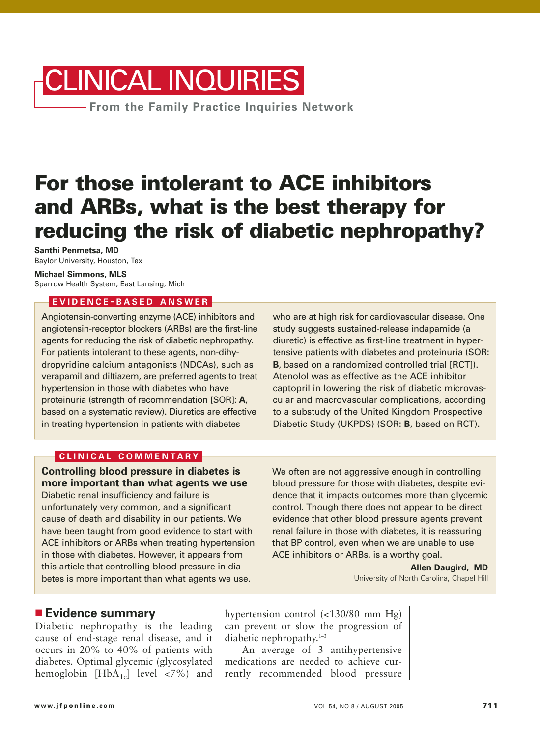# CLINICAL INQUIRIES

From the Family Practice Inquiries Network

# For those intolerant to ACE inhibitors and ARBs, what is the best therapy for reducing the risk of diabetic nephropathy?

**Santhi Penmetsa, MD**
Baylor University, Houston, Tex

**Michael Simmons, MLS**
Sparrow Health System, East Lansing, Mich

## EVIDENCE-BASED ANSWER

Angiotensin-converting enzyme (ACE) inhibitors and angiotensin-receptor blockers (ARBs) are the first-line agents for reducing the risk of diabetic nephropathy. For patients intolerant to these agents, non-dihydropyridine calcium antagonists (NDCAs), such as verapamil and diltiazem, are preferred agents to treat hypertension in those with diabetes who have proteinuria (strength of recommendation [SOR]: **A**, based on a systematic review). Diuretics are effective in treating hypertension in patients with diabetes who are at high risk for cardiovascular disease. One study suggests sustained-release indapamide (a diuretic) is effective as first-line treatment in hypertensive patients with diabetes and proteinuria (SOR: **B**, based on a randomized controlled trial [RCT]). Atenolol was as effective as the ACE inhibitor captopril in lowering the risk of diabetic microvascular and macrovascular complications, according to a substudy of the United Kingdom Prospective Diabetic Study (UKPDS) (SOR: **B**, based on RCT).

## CLINICAL COMMENTARY

**Controlling blood pressure in diabetes is more important than what agents we use**

Diabetic renal insufficiency and failure is unfortunately very common, and a significant cause of death and disability in our patients. We have been taught from good evidence to start with ACE inhibitors or ARBs when treating hypertension in those with diabetes. However, it appears from this article that controlling blood pressure in diabetes is more important than what agents we use.

We often are not aggressive enough in controlling blood pressure for those with diabetes, despite evidence that it impacts outcomes more than glycemic control. Though there does not appear to be direct evidence that other blood pressure agents prevent renal failure in those with diabetes, it is reassuring that BP control, even when we are unable to use ACE inhibitors or ARBs, is a worthy goal.

**Allen Daugird, MD**
University of North Carolina, Chapel Hill

## Evidence summary

Diabetic nephropathy is the leading cause of end-stage renal disease, and it occurs in 20% to 40% of patients with diabetes. Optimal glycemic (glycosylated hemoglobin [$HbA_{1c}$] level <7%) and hypertension control (<130/80 mm Hg) can prevent or slow the progression of diabetic nephropathy.[1–3]

An average of 3 antihypertensive medications are needed to achieve currently recommended blood pressure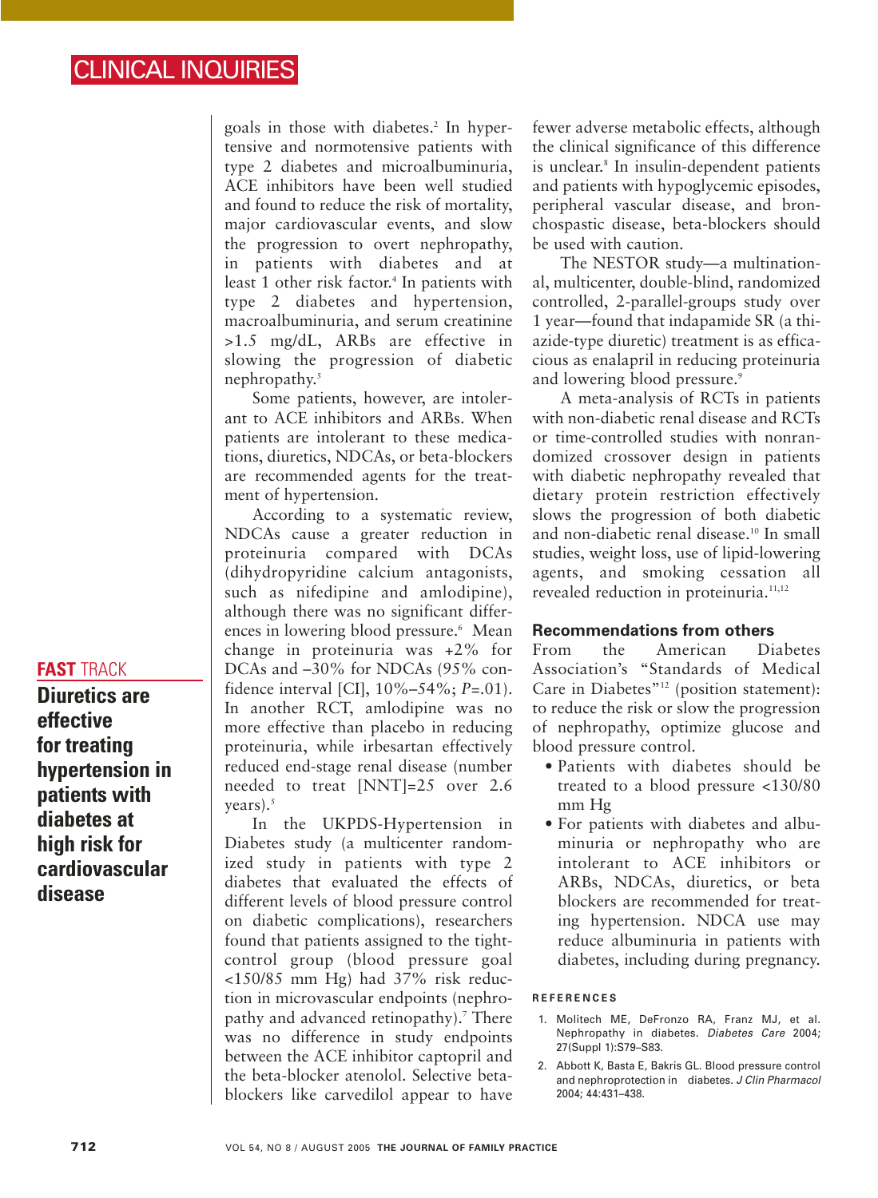**FAST TRACK**

**Diuretics are effective for treating hypertension in patients with diabetes at high risk for cardiovascular disease**

goals in those with diabetes.[2] In hypertensive and normotensive patients with type 2 diabetes and microalbuminuria, ACE inhibitors have been well studied and found to reduce the risk of mortality, major cardiovascular events, and slow the progression to overt nephropathy, in patients with diabetes and at least 1 other risk factor.[4] In patients with type 2 diabetes and hypertension, macroalbuminuria, and serum creatinine >1.5 mg/dL, ARBs are effective in slowing the progression of diabetic nephropathy.[5]

Some patients, however, are intolerant to ACE inhibitors and ARBs. When patients are intolerant to these medications, diuretics, NDCAs, or beta-blockers are recommended agents for the treatment of hypertension.

According to a systematic review, NDCAs cause a greater reduction in proteinuria compared with DCAs (dihydropyridine calcium antagonists, such as nifedipine and amlodipine), although there was no significant differences in lowering blood pressure.[6] Mean change in proteinuria was +2% for DCAs and –30% for NDCAs (95% confidence interval [CI], 10%–54%; *P*=.01). In another RCT, amlodipine was no more effective than placebo in reducing proteinuria, while irbesartan effectively reduced end-stage renal disease (number needed to treat [NNT]=25 over 2.6 years).[5]

In the UKPDS-Hypertension in Diabetes study (a multicenter randomized study in patients with type 2 diabetes that evaluated the effects of different levels of blood pressure control on diabetic complications), researchers found that patients assigned to the tight-control group (blood pressure goal <150/85 mm Hg) had 37% risk reduction in microvascular endpoints (nephropathy and advanced retinopathy).[7] There was no difference in study endpoints between the ACE inhibitor captopril and the beta-blocker atenolol. Selective beta-blockers like carvedilol appear to have fewer adverse metabolic effects, although the clinical significance of this difference is unclear.[8] In insulin-dependent patients and patients with hypoglycemic episodes, peripheral vascular disease, and bronchospastic disease, beta-blockers should be used with caution.

The NESTOR study—a multinational, multicenter, double-blind, randomized controlled, 2-parallel-groups study over 1 year—found that indapamide SR (a thiazide-type diuretic) treatment is as efficacious as enalapril in reducing proteinuria and lowering blood pressure.[9]

A meta-analysis of RCTs in patients with non-diabetic renal disease and RCTs or time-controlled studies with nonrandomized crossover design in patients with diabetic nephropathy revealed that dietary protein restriction effectively slows the progression of both diabetic and non-diabetic renal disease.[10] In small studies, weight loss, use of lipid-lowering agents, and smoking cessation all revealed reduction in proteinuria.[11,12]

### Recommendations from others

From the American Diabetes Association's "Standards of Medical Care in Diabetes"[12] (position statement): to reduce the risk or slow the progression of nephropathy, optimize glucose and blood pressure control.

- Patients with diabetes should be treated to a blood pressure <130/80 mm Hg
- For patients with diabetes and albuminuria or nephropathy who are intolerant to ACE inhibitors or ARBs, NDCAs, diuretics, or beta blockers are recommended for treating hypertension. NDCA use may reduce albuminuria in patients with diabetes, including during pregnancy.

#### REFERENCES

1. Molitech ME, DeFronzo RA, Franz MJ, et al. Nephropathy in diabetes. *Diabetes Care* 2004; 27(Suppl 1):S79–S83.
2. Abbott K, Basta E, Bakris GL. Blood pressure control and nephroprotection in diabetes. *J Clin Pharmacol* 2004; 44:431–438.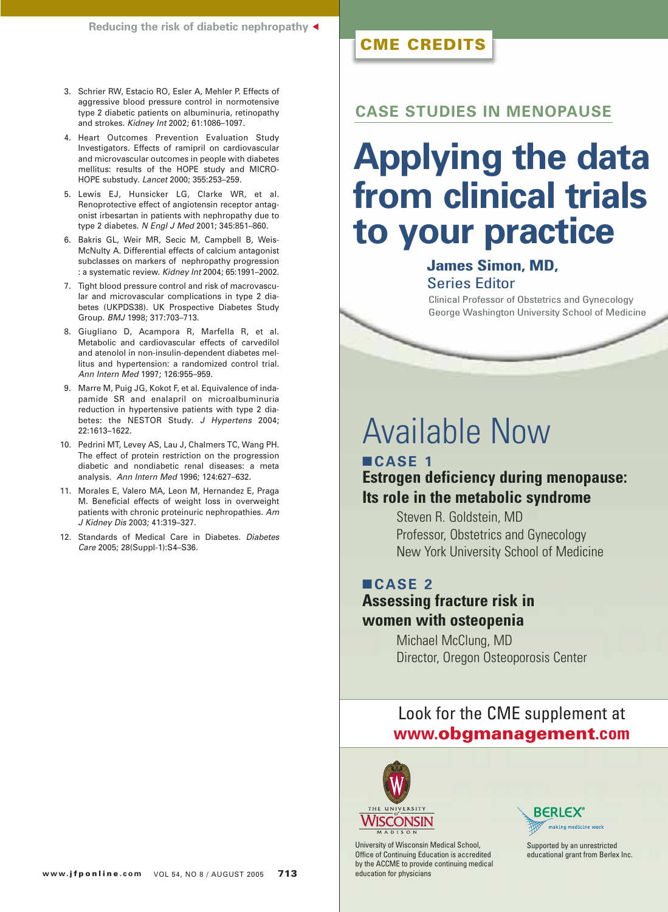3. Schrier RW, Estacio RO, Esler A, Mehler P. Effects of aggressive blood pressure control in normotensive type 2 diabetic patients on albuminuria, retinopathy and strokes. *Kidney Int* 2002; 61:1086–1097.
4. Heart Outcomes Prevention Evaluation Study Investigators. Effects of ramipril on cardiovascular and microvascular outcomes in people with diabetes mellitus: results of the HOPE study and MICRO-HOPE substudy. *Lancet* 2000; 355:253–259.
5. Lewis EJ, Hunsicker LG, Clarke WR, et al. Renoprotective effect of angiotensin receptor antagonist irbesartan in patients with nephropathy due to type 2 diabetes. *N Engl J Med* 2001; 345:851–860.
6. Bakris GL, Weir MR, Secic M, Campbell B, Weis-McNulty A. Differential effects of calcium antagonist subclasses on markers of nephropathy progression : a systematic review. *Kidney Int* 2004; 65:1991–2002.
7. Tight blood pressure control and risk of macrovascular and microvascular complications in type 2 diabetes (UKPDS38). UK Prospective Diabetes Study Group. *BMJ* 1998; 317:703–713.
8. Giugliano D, Acampora R, Marfella R, et al. Metabolic and cardiovascular effects of carvedilol and atenolol in non-insulin-dependent diabetes mellitus and hypertension: a randomized control trial. *Ann Intern Med* 1997; 126:955–959.
9. Marre M, Puig JG, Kokot F, et al. Equivalence of indapamide SR and enalapril on microalbuminuria reduction in hypertensive patients with type 2 diabetes: the NESTOR Study. *J Hypertens* 2004; 22:1613–1622.
10. Pedrini MT, Levey AS, Lau J, Chalmers TC, Wang PH. The effect of protein restriction on the progression diabetic and nondiabetic renal diseases: a meta analysis. *Ann Intern Med* 1996; 124:627–632.
11. Morales E, Valero MA, Leon M, Hernandez E, Praga M. Beneficial effects of weight loss in overweight patients with chronic proteinuric nephropathies. *Am J Kidney Dis* 2003; 41:319–327.
12. Standards of Medical Care in Diabetes. *Diabetes Care* 2005; 28(Suppl-1):S4–S36.

**CME CREDITS**

## CASE STUDIES IN MENOPAUSE

# Applying the data from clinical trials to your practice

**James Simon, MD,**
Series Editor
Clinical Professor of Obstetrics and Gynecology
George Washington University School of Medicine

## Available Now

### CASE 1
**Estrogen deficiency during menopause: Its role in the metabolic syndrome**

Steven R. Goldstein, MD
Professor, Obstetrics and Gynecology
New York University School of Medicine

### CASE 2
**Assessing fracture risk in women with osteopenia**

Michael McClung, MD
Director, Oregon Osteoporosis Center

Look for the CME supplement at
**www.obgmanagement.com**

THE UNIVERSITY of WISCONSIN MADISON

University of Wisconsin Medical School, Office of Continuing Education is accredited by the ACCME to provide continuing medical education for physicians

BERLEX® making medicine work

Supported by an unrestricted educational grant from Berlex Inc.